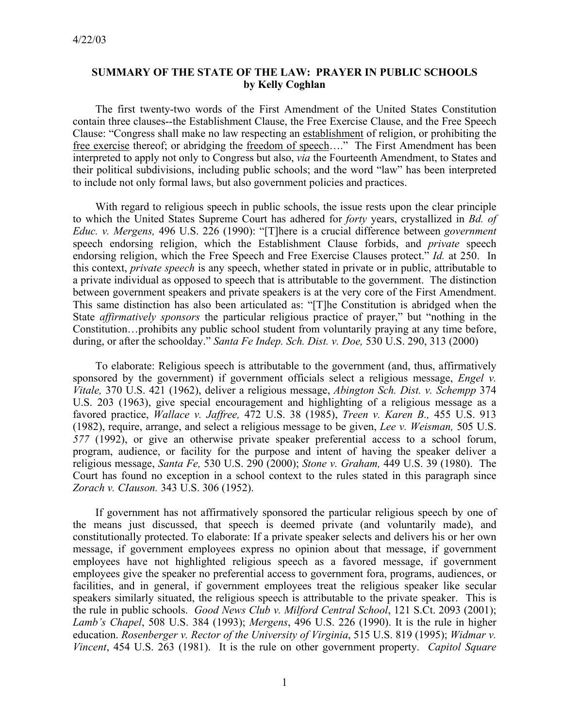4/22/03

## SUMMARY OF THE STATE OF THE LAW: PRAYER IN PUBLIC SCHOOLS
**by Kelly Coghlan**

The first twenty-two words of the First Amendment of the United States Constitution contain three clauses--the Establishment Clause, the Free Exercise Clause, and the Free Speech Clause: "Congress shall make no law respecting an <u>establishment</u> of religion, or prohibiting the <u>free exercise</u> thereof; or abridging the <u>freedom of speech</u>…." The First Amendment has been interpreted to apply not only to Congress but also, *via* the Fourteenth Amendment, to States and their political subdivisions, including public schools; and the word "law" has been interpreted to include not only formal laws, but also government policies and practices.

With regard to religious speech in public schools, the issue rests upon the clear principle to which the United States Supreme Court has adhered for *forty* years, crystallized in *Bd. of Educ. v. Mergens,* 496 U.S. 226 (1990): "[T]here is a crucial difference between *government* speech endorsing religion, which the Establishment Clause forbids, and *private* speech endorsing religion, which the Free Speech and Free Exercise Clauses protect." *Id.* at 250. In this context, *private speech* is any speech, whether stated in private or in public, attributable to a private individual as opposed to speech that is attributable to the government. The distinction between government speakers and private speakers is at the very core of the First Amendment. This same distinction has also been articulated as: "[T]he Constitution is abridged when the State *affirmatively sponsors* the particular religious practice of prayer," but "nothing in the Constitution…prohibits any public school student from voluntarily praying at any time before, during, or after the schoolday." *Santa Fe Indep. Sch. Dist. v. Doe,* 530 U.S. 290, 313 (2000)

To elaborate: Religious speech is attributable to the government (and, thus, affirmatively sponsored by the government) if government officials select a religious message, *Engel v. Vitale,* 370 U.S. 421 (1962), deliver a religious message, *Abington Sch. Dist. v. Schempp* 374 U.S. 203 (1963), give special encouragement and highlighting of a religious message as a favored practice, *Wallace v. Jaffree,* 472 U.S. 38 (1985), *Treen v. Karen B.,* 455 U.S. 913 (1982), require, arrange, and select a religious message to be given, *Lee v. Weisman,* 505 U.S. *577* (1992), or give an otherwise private speaker preferential access to a school forum, program, audience, or facility for the purpose and intent of having the speaker deliver a religious message, *Santa Fe,* 530 U.S. 290 (2000); *Stone v. Graham,* 449 U.S. 39 (1980). The Court has found no exception in a school context to the rules stated in this paragraph since *Zorach v. CIauson.* 343 U.S. 306 (1952).

If government has not affirmatively sponsored the particular religious speech by one of the means just discussed, that speech is deemed private (and voluntarily made), and constitutionally protected. To elaborate: If a private speaker selects and delivers his or her own message, if government employees express no opinion about that message, if government employees have not highlighted religious speech as a favored message, if government employees give the speaker no preferential access to government fora, programs, audiences, or facilities, and in general, if government employees treat the religious speaker like secular speakers similarly situated, the religious speech is attributable to the private speaker. This is the rule in public schools. *Good News Club v. Milford Central School*, 121 S.Ct. 2093 (2001); *Lamb's Chapel*, 508 U.S. 384 (1993); *Mergens*, 496 U.S. 226 (1990). It is the rule in higher education. *Rosenberger v. Rector of the University of Virginia*, 515 U.S. 819 (1995); *Widmar v. Vincent*, 454 U.S. 263 (1981). It is the rule on other government property. *Capitol Square*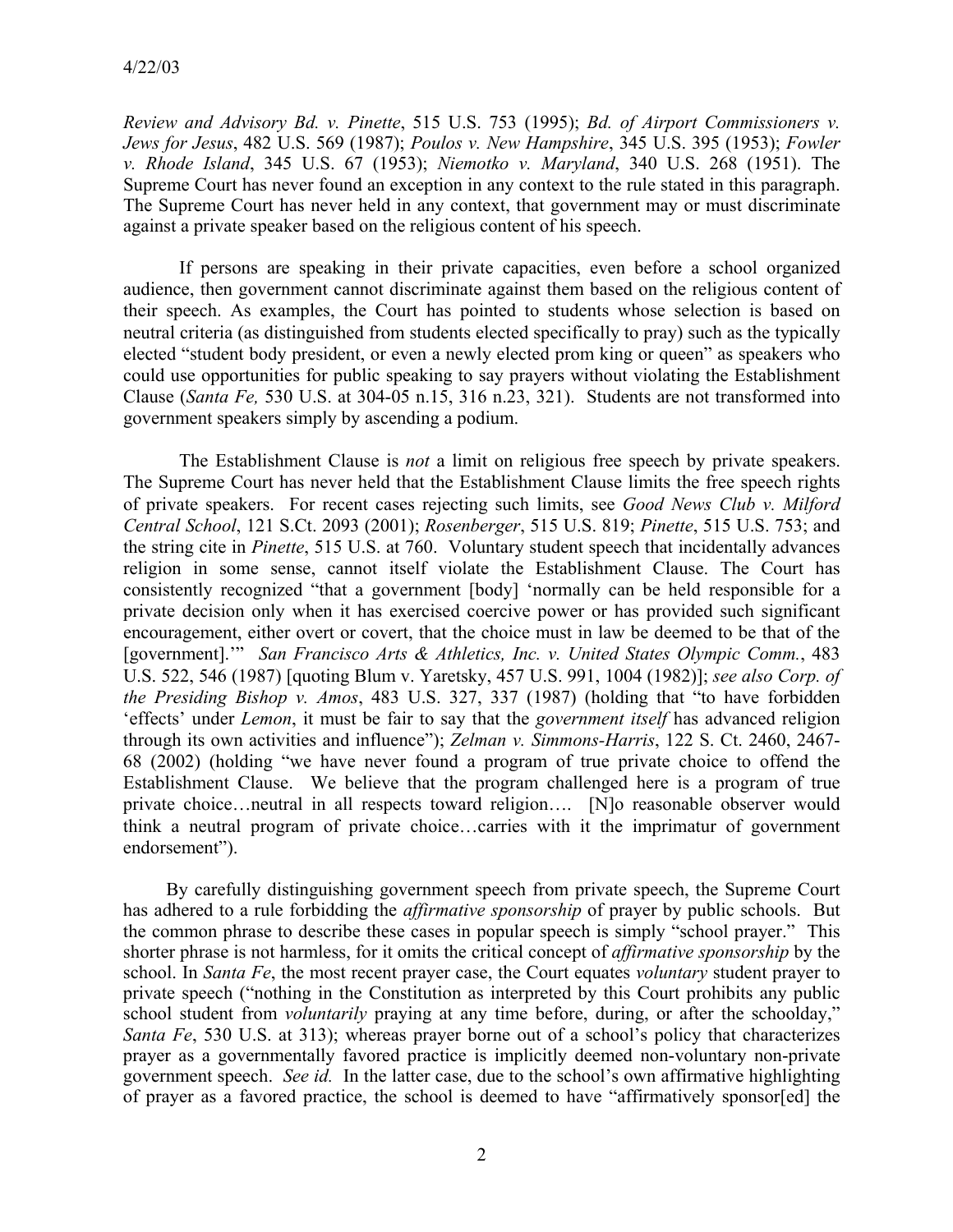*Review and Advisory Bd. v. Pinette*, 515 U.S. 753 (1995); *Bd. of Airport Commissioners v. Jews for Jesus*, 482 U.S. 569 (1987); *Poulos v. New Hampshire*, 345 U.S. 395 (1953); *Fowler v. Rhode Island*, 345 U.S. 67 (1953); *Niemotko v. Maryland*, 340 U.S. 268 (1951). The Supreme Court has never found an exception in any context to the rule stated in this paragraph. The Supreme Court has never held in any context, that government may or must discriminate against a private speaker based on the religious content of his speech.

If persons are speaking in their private capacities, even before a school organized audience, then government cannot discriminate against them based on the religious content of their speech. As examples, the Court has pointed to students whose selection is based on neutral criteria (as distinguished from students elected specifically to pray) such as the typically elected "student body president, or even a newly elected prom king or queen" as speakers who could use opportunities for public speaking to say prayers without violating the Establishment Clause (*Santa Fe,* 530 U.S. at 304-05 n.15, 316 n.23, 321). Students are not transformed into government speakers simply by ascending a podium.

The Establishment Clause is *not* a limit on religious free speech by private speakers. The Supreme Court has never held that the Establishment Clause limits the free speech rights of private speakers. For recent cases rejecting such limits, see *Good News Club v. Milford Central School*, 121 S.Ct. 2093 (2001); *Rosenberger*, 515 U.S. 819; *Pinette*, 515 U.S. 753; and the string cite in *Pinette*, 515 U.S. at 760. Voluntary student speech that incidentally advances religion in some sense, cannot itself violate the Establishment Clause. The Court has consistently recognized "that a government [body] 'normally can be held responsible for a private decision only when it has exercised coercive power or has provided such significant encouragement, either overt or covert, that the choice must in law be deemed to be that of the [government].'" *San Francisco Arts & Athletics, Inc. v. United States Olympic Comm.*, 483 U.S. 522, 546 (1987) [quoting Blum v. Yaretsky, 457 U.S. 991, 1004 (1982)]; *see also Corp. of the Presiding Bishop v. Amos*, 483 U.S. 327, 337 (1987) (holding that "to have forbidden 'effects' under *Lemon*, it must be fair to say that the *government itself* has advanced religion through its own activities and influence"); *Zelman v. Simmons-Harris*, 122 S. Ct. 2460, 2467-68 (2002) (holding "we have never found a program of true private choice to offend the Establishment Clause. We believe that the program challenged here is a program of true private choice…neutral in all respects toward religion…. [N]o reasonable observer would think a neutral program of private choice…carries with it the imprimatur of government endorsement").

By carefully distinguishing government speech from private speech, the Supreme Court has adhered to a rule forbidding the *affirmative sponsorship* of prayer by public schools. But the common phrase to describe these cases in popular speech is simply "school prayer." This shorter phrase is not harmless, for it omits the critical concept of *affirmative sponsorship* by the school. In *Santa Fe*, the most recent prayer case, the Court equates *voluntary* student prayer to private speech ("nothing in the Constitution as interpreted by this Court prohibits any public school student from *voluntarily* praying at any time before, during, or after the schoolday," *Santa Fe*, 530 U.S. at 313); whereas prayer borne out of a school's policy that characterizes prayer as a governmentally favored practice is implicitly deemed non-voluntary non-private government speech. *See id.* In the latter case, due to the school's own affirmative highlighting of prayer as a favored practice, the school is deemed to have "affirmatively sponsor[ed] the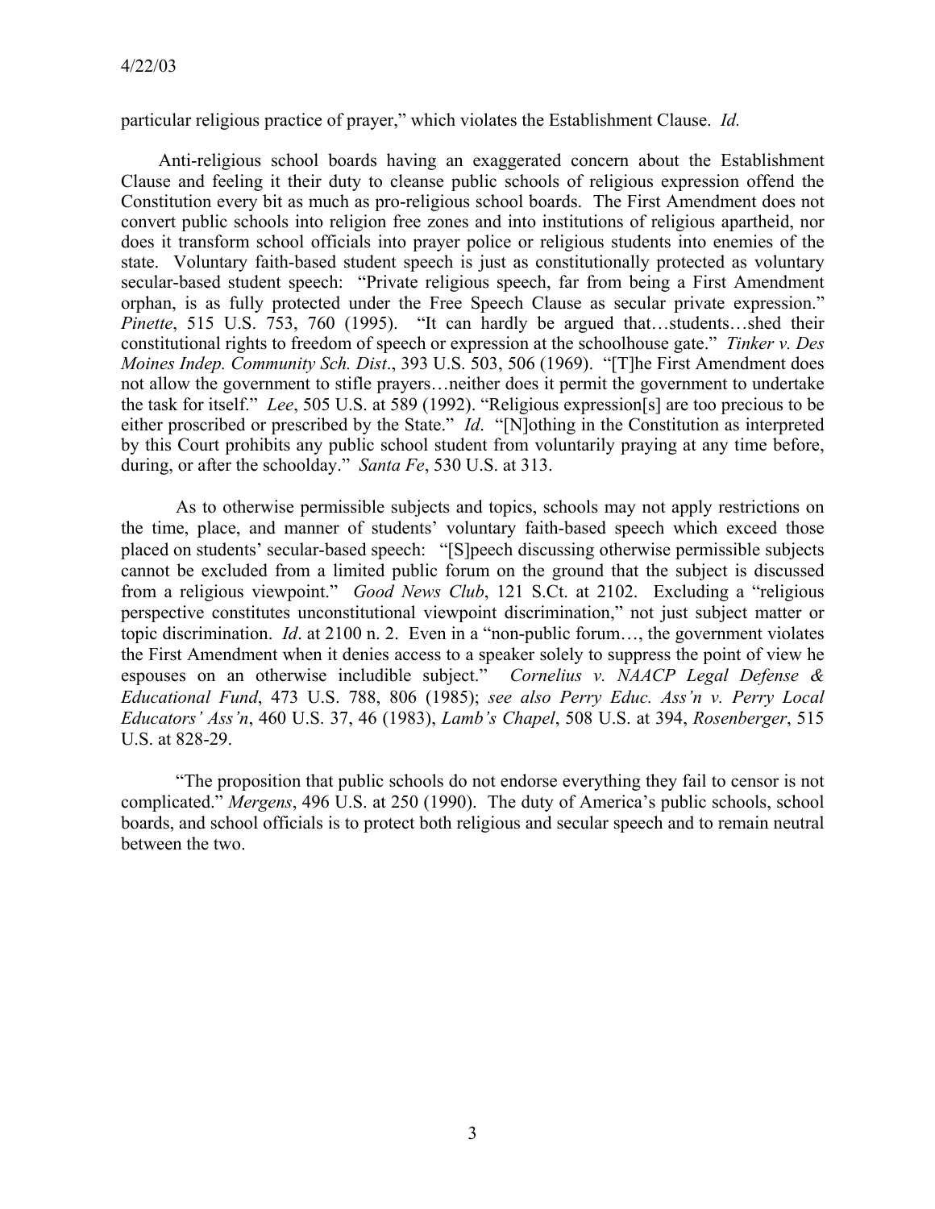particular religious practice of prayer," which violates the Establishment Clause. *Id.*

Anti-religious school boards having an exaggerated concern about the Establishment Clause and feeling it their duty to cleanse public schools of religious expression offend the Constitution every bit as much as pro-religious school boards. The First Amendment does not convert public schools into religion free zones and into institutions of religious apartheid, nor does it transform school officials into prayer police or religious students into enemies of the state. Voluntary faith-based student speech is just as constitutionally protected as voluntary secular-based student speech: "Private religious speech, far from being a First Amendment orphan, is as fully protected under the Free Speech Clause as secular private expression." *Pinette*, 515 U.S. 753, 760 (1995). "It can hardly be argued that…students…shed their constitutional rights to freedom of speech or expression at the schoolhouse gate." *Tinker v. Des Moines Indep. Community Sch. Dist*., 393 U.S. 503, 506 (1969). "[T]he First Amendment does not allow the government to stifle prayers…neither does it permit the government to undertake the task for itself." *Lee*, 505 U.S. at 589 (1992). "Religious expression[s] are too precious to be either proscribed or prescribed by the State." *Id*. "[N]othing in the Constitution as interpreted by this Court prohibits any public school student from voluntarily praying at any time before, during, or after the schoolday." *Santa Fe*, 530 U.S. at 313.

As to otherwise permissible subjects and topics, schools may not apply restrictions on the time, place, and manner of students' voluntary faith-based speech which exceed those placed on students' secular-based speech: "[S]peech discussing otherwise permissible subjects cannot be excluded from a limited public forum on the ground that the subject is discussed from a religious viewpoint." *Good News Club*, 121 S.Ct. at 2102. Excluding a "religious perspective constitutes unconstitutional viewpoint discrimination," not just subject matter or topic discrimination. *Id*. at 2100 n. 2. Even in a "non-public forum…, the government violates the First Amendment when it denies access to a speaker solely to suppress the point of view he espouses on an otherwise includible subject." *Cornelius v. NAACP Legal Defense & Educational Fund*, 473 U.S. 788, 806 (1985); *see also Perry Educ. Ass'n v. Perry Local Educators' Ass'n*, 460 U.S. 37, 46 (1983), *Lamb's Chapel*, 508 U.S. at 394, *Rosenberger*, 515 U.S. at 828-29.

"The proposition that public schools do not endorse everything they fail to censor is not complicated." *Mergens*, 496 U.S. at 250 (1990). The duty of America's public schools, school boards, and school officials is to protect both religious and secular speech and to remain neutral between the two.